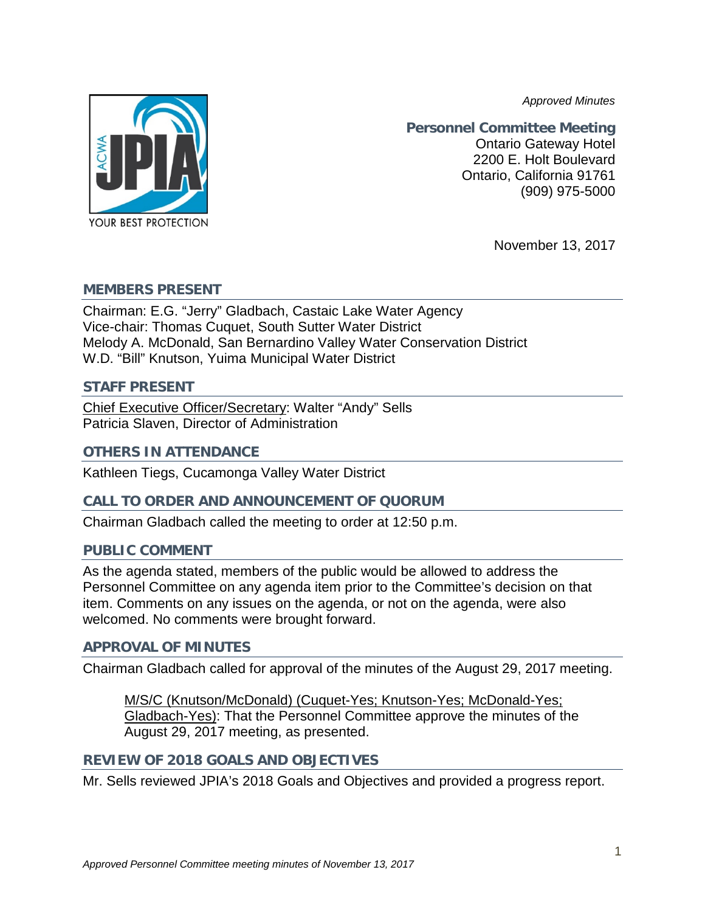*Approved Minutes*

**Personnel Committee Meeting**
Ontario Gateway Hotel
2200 E. Holt Boulevard
Ontario, California 91761
(909) 975-5000

November 13, 2017

## MEMBERS PRESENT

Chairman: E.G. "Jerry" Gladbach, Castaic Lake Water Agency
Vice-chair: Thomas Cuquet, South Sutter Water District
Melody A. McDonald, San Bernardino Valley Water Conservation District
W.D. "Bill" Knutson, Yuima Municipal Water District

## STAFF PRESENT

Chief Executive Officer/Secretary: Walter "Andy" Sells
Patricia Slaven, Director of Administration

## OTHERS IN ATTENDANCE

Kathleen Tiegs, Cucamonga Valley Water District

## CALL TO ORDER AND ANNOUNCEMENT OF QUORUM

Chairman Gladbach called the meeting to order at 12:50 p.m.

## PUBLIC COMMENT

As the agenda stated, members of the public would be allowed to address the Personnel Committee on any agenda item prior to the Committee's decision on that item. Comments on any issues on the agenda, or not on the agenda, were also welcomed. No comments were brought forward.

## APPROVAL OF MINUTES

Chairman Gladbach called for approval of the minutes of the August 29, 2017 meeting.

> M/S/C (Knutson/McDonald) (Cuquet-Yes; Knutson-Yes; McDonald-Yes; Gladbach-Yes): That the Personnel Committee approve the minutes of the August 29, 2017 meeting, as presented.

## REVIEW OF 2018 GOALS AND OBJECTIVES

Mr. Sells reviewed JPIA's 2018 Goals and Objectives and provided a progress report.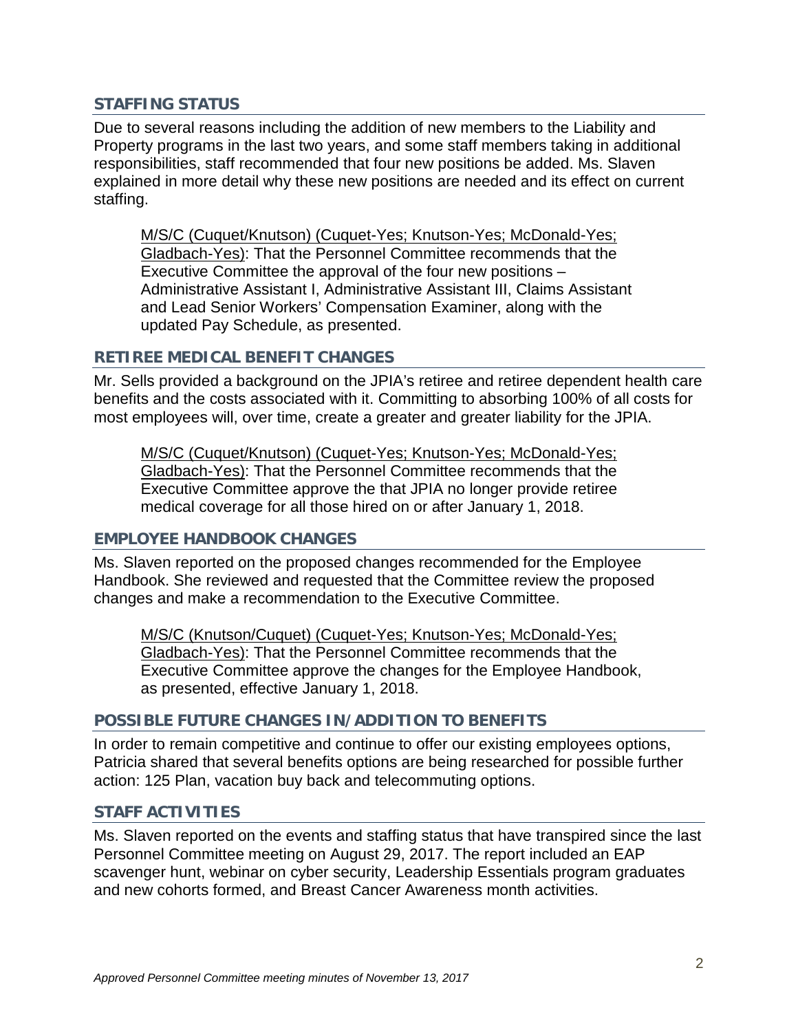## STAFFING STATUS

Due to several reasons including the addition of new members to the Liability and Property programs in the last two years, and some staff members taking in additional responsibilities, staff recommended that four new positions be added. Ms. Slaven explained in more detail why these new positions are needed and its effect on current staffing.

> M/S/C (Cuquet/Knutson) (Cuquet-Yes; Knutson-Yes; McDonald-Yes; Gladbach-Yes): That the Personnel Committee recommends that the Executive Committee the approval of the four new positions – Administrative Assistant I, Administrative Assistant III, Claims Assistant and Lead Senior Workers' Compensation Examiner, along with the updated Pay Schedule, as presented.

## RETIREE MEDICAL BENEFIT CHANGES

Mr. Sells provided a background on the JPIA's retiree and retiree dependent health care benefits and the costs associated with it. Committing to absorbing 100% of all costs for most employees will, over time, create a greater and greater liability for the JPIA.

> M/S/C (Cuquet/Knutson) (Cuquet-Yes; Knutson-Yes; McDonald-Yes; Gladbach-Yes): That the Personnel Committee recommends that the Executive Committee approve the that JPIA no longer provide retiree medical coverage for all those hired on or after January 1, 2018.

## EMPLOYEE HANDBOOK CHANGES

Ms. Slaven reported on the proposed changes recommended for the Employee Handbook. She reviewed and requested that the Committee review the proposed changes and make a recommendation to the Executive Committee.

> M/S/C (Knutson/Cuquet) (Cuquet-Yes; Knutson-Yes; McDonald-Yes; Gladbach-Yes): That the Personnel Committee recommends that the Executive Committee approve the changes for the Employee Handbook, as presented, effective January 1, 2018.

## POSSIBLE FUTURE CHANGES IN/ADDITION TO BENEFITS

In order to remain competitive and continue to offer our existing employees options, Patricia shared that several benefits options are being researched for possible further action: 125 Plan, vacation buy back and telecommuting options.

## STAFF ACTIVITIES

Ms. Slaven reported on the events and staffing status that have transpired since the last Personnel Committee meeting on August 29, 2017. The report included an EAP scavenger hunt, webinar on cyber security, Leadership Essentials program graduates and new cohorts formed, and Breast Cancer Awareness month activities.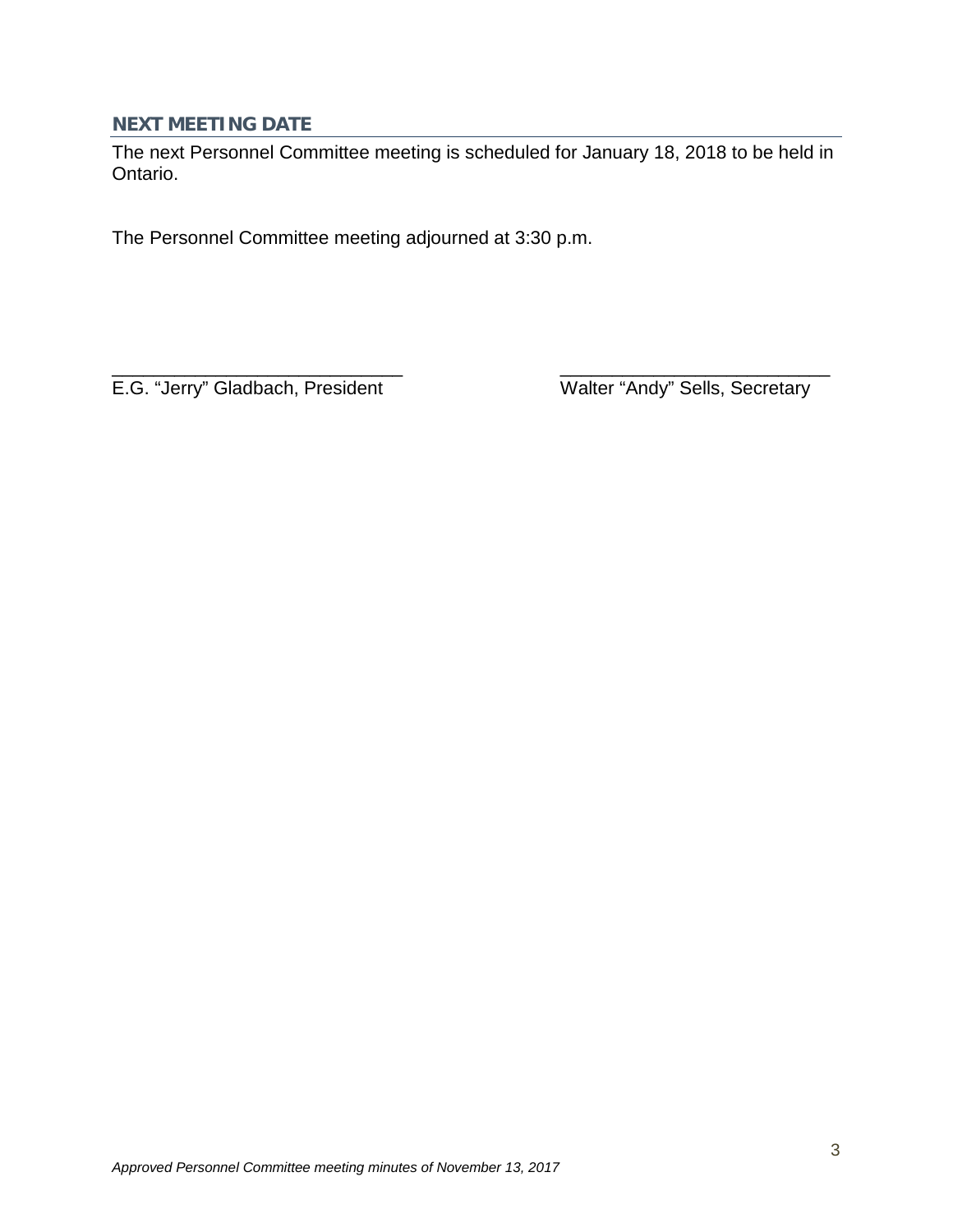## NEXT MEETING DATE

The next Personnel Committee meeting is scheduled for January 18, 2018 to be held in Ontario.

The Personnel Committee meeting adjourned at 3:30 p.m.

\_\_\_\_\_\_\_\_\_\_\_\_\_\_\_\_\_\_\_\_\_\_\_\_\_\_\_\_\_\_
E.G. “Jerry” Gladbach, President

\_\_\_\_\_\_\_\_\_\_\_\_\_\_\_\_\_\_\_\_\_\_\_\_\_\_\_\_\_\_
Walter “Andy” Sells, Secretary